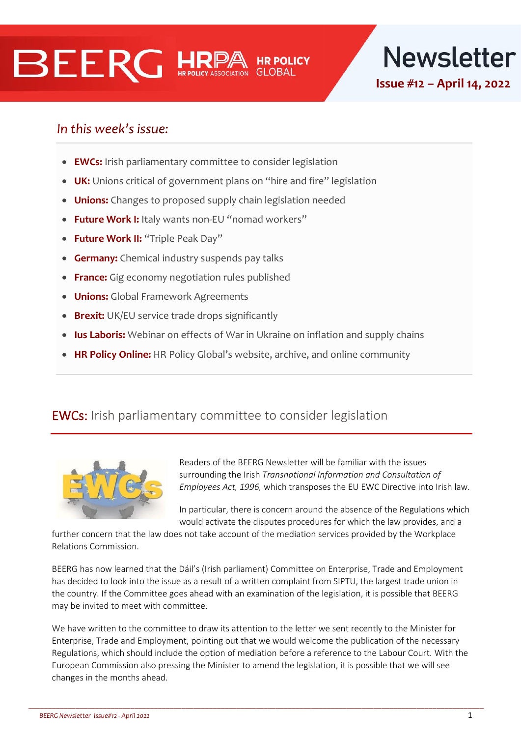# BEERG HRPA HR POLICY GLOBAL Newsletter

**Issue #12 – April 14, 2022**

## *In this week's issue:*

- **EWCs:** Irish parliamentary committee to consider legislation
- **UK:** Unions critical of government plans on "hire and fire" legislation
- **Unions:** Changes to proposed supply chain legislation needed
- **Future Work I:** Italy wants non-EU "nomad workers"
- **Future Work II:** "Triple Peak Day"
- **Germany:** Chemical industry suspends pay talks
- **France:** Gig economy negotiation rules published
- **Unions:** Global Framework Agreements
- **Brexit:** UK/EU service trade drops significantly
- **Ius Laboris:** Webinar on effects of War in Ukraine on inflation and supply chains
- **HR Policy Online:** HR Policy Global's website, archive, and online community

## EWCs: Irish parliamentary committee to consider legislation

Readers of the BEERG Newsletter will be familiar with the issues surrounding the Irish *Transnational Information and Consultation of Employees Act, 1996,* which transposes the EU EWC Directive into Irish law.

In particular, there is concern around the absence of the Regulations which would activate the disputes procedures for which the law provides, and a further concern that the law does not take account of the mediation services provided by the Workplace Relations Commission.

BEERG has now learned that the Dáil's (Irish parliament) Committee on Enterprise, Trade and Employment has decided to look into the issue as a result of a written complaint from SIPTU, the largest trade union in the country. If the Committee goes ahead with an examination of the legislation, it is possible that BEERG may be invited to meet with committee.

We have written to the committee to draw its attention to the letter we sent recently to the Minister for Enterprise, Trade and Employment, pointing out that we would welcome the publication of the necessary Regulations, which should include the option of mediation before a reference to the Labour Court. With the European Commission also pressing the Minister to amend the legislation, it is possible that we will see changes in the months ahead.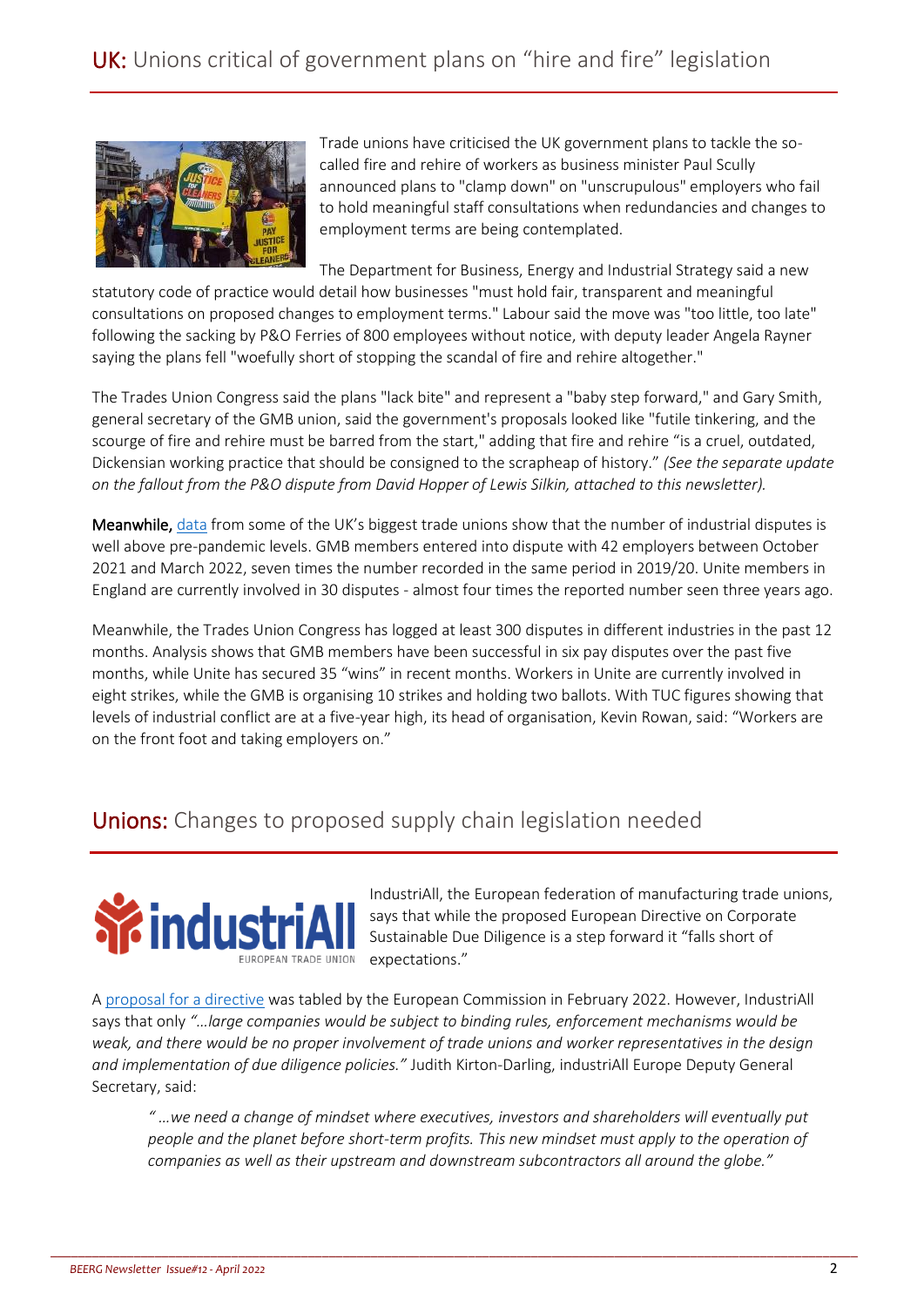## **UK:** Unions critical of government plans on "hire and fire" legislation

Trade unions have criticised the UK government plans to tackle the so-called fire and rehire of workers as business minister Paul Scully announced plans to "clamp down" on "unscrupulous" employers who fail to hold meaningful staff consultations when redundancies and changes to employment terms are being contemplated.

The Department for Business, Energy and Industrial Strategy said a new statutory code of practice would detail how businesses "must hold fair, transparent and meaningful consultations on proposed changes to employment terms." Labour said the move was "too little, too late" following the sacking by P&O Ferries of 800 employees without notice, with deputy leader Angela Rayner saying the plans fell "woefully short of stopping the scandal of fire and rehire altogether."

The Trades Union Congress said the plans "lack bite" and represent a "baby step forward," and Gary Smith, general secretary of the GMB union, said the government's proposals looked like "futile tinkering, and the scourge of fire and rehire must be barred from the start," adding that fire and rehire "is a cruel, outdated, Dickensian working practice that should be consigned to the scrapheap of history." *(See the separate update on the fallout from the P&O dispute from David Hopper of Lewis Silkin, attached to this newsletter).*

**Meanwhile,** data from some of the UK's biggest trade unions show that the number of industrial disputes is well above pre-pandemic levels. GMB members entered into dispute with 42 employers between October 2021 and March 2022, seven times the number recorded in the same period in 2019/20. Unite members in England are currently involved in 30 disputes - almost four times the reported number seen three years ago.

Meanwhile, the Trades Union Congress has logged at least 300 disputes in different industries in the past 12 months. Analysis shows that GMB members have been successful in six pay disputes over the past five months, while Unite has secured 35 "wins" in recent months. Workers in Unite are currently involved in eight strikes, while the GMB is organising 10 strikes and holding two ballots. With TUC figures showing that levels of industrial conflict are at a five-year high, its head of organisation, Kevin Rowan, said: "Workers are on the front foot and taking employers on."

## **Unions:** Changes to proposed supply chain legislation needed

IndustriAll, the European federation of manufacturing trade unions, says that while the proposed European Directive on Corporate Sustainable Due Diligence is a step forward it "falls short of expectations."

A proposal for a directive was tabled by the European Commission in February 2022. However, IndustriAll says that only *"…large companies would be subject to binding rules, enforcement mechanisms would be weak, and there would be no proper involvement of trade unions and worker representatives in the design and implementation of due diligence policies."* Judith Kirton-Darling, industriAll Europe Deputy General Secretary, said:

> *" …we need a change of mindset where executives, investors and shareholders will eventually put people and the planet before short-term profits. This new mindset must apply to the operation of companies as well as their upstream and downstream subcontractors all around the globe."*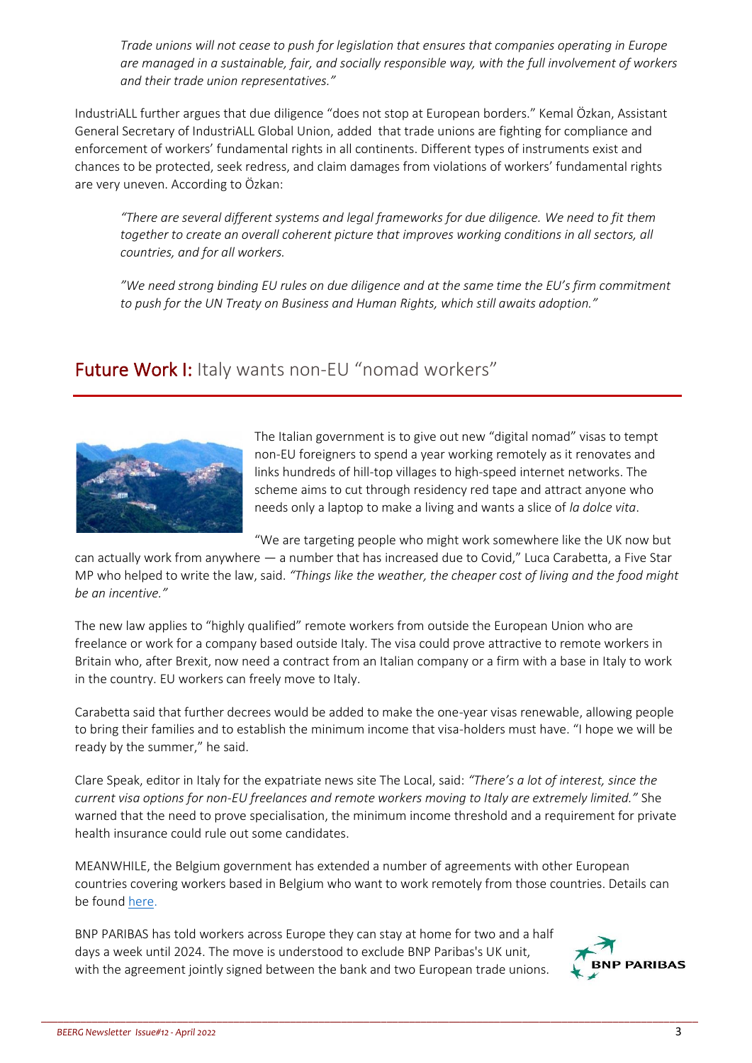*Trade unions will not cease to push for legislation that ensures that companies operating in Europe are managed in a sustainable, fair, and socially responsible way, with the full involvement of workers and their trade union representatives."*

IndustriALL further argues that due diligence "does not stop at European borders." Kemal Özkan, Assistant General Secretary of IndustriALL Global Union, added that trade unions are fighting for compliance and enforcement of workers' fundamental rights in all continents. Different types of instruments exist and chances to be protected, seek redress, and claim damages from violations of workers' fundamental rights are very uneven. According to Özkan:

*"There are several different systems and legal frameworks for due diligence. We need to fit them together to create an overall coherent picture that improves working conditions in all sectors, all countries, and for all workers.*

*"We need strong binding EU rules on due diligence and at the same time the EU's firm commitment to push for the UN Treaty on Business and Human Rights, which still awaits adoption."*

## Future Work I: Italy wants non-EU "nomad workers"

The Italian government is to give out new "digital nomad" visas to tempt non-EU foreigners to spend a year working remotely as it renovates and links hundreds of hill-top villages to high-speed internet networks. The scheme aims to cut through residency red tape and attract anyone who needs only a laptop to make a living and wants a slice of *la dolce vita*.

"We are targeting people who might work somewhere like the UK now but can actually work from anywhere — a number that has increased due to Covid," Luca Carabetta, a Five Star MP who helped to write the law, said. *"Things like the weather, the cheaper cost of living and the food might be an incentive."*

The new law applies to "highly qualified" remote workers from outside the European Union who are freelance or work for a company based outside Italy. The visa could prove attractive to remote workers in Britain who, after Brexit, now need a contract from an Italian company or a firm with a base in Italy to work in the country. EU workers can freely move to Italy.

Carabetta said that further decrees would be added to make the one-year visas renewable, allowing people to bring their families and to establish the minimum income that visa-holders must have. "I hope we will be ready by the summer," he said.

Clare Speak, editor in Italy for the expatriate news site The Local, said: *"There's a lot of interest, since the current visa options for non-EU freelances and remote workers moving to Italy are extremely limited."* She warned that the need to prove specialisation, the minimum income threshold and a requirement for private health insurance could rule out some candidates.

MEANWHILE, the Belgium government has extended a number of agreements with other European countries covering workers based in Belgium who want to work remotely from those countries. Details can be found here.

BNP PARIBAS has told workers across Europe they can stay at home for two and a half days a week until 2024. The move is understood to exclude BNP Paribas's UK unit, with the agreement jointly signed between the bank and two European trade unions.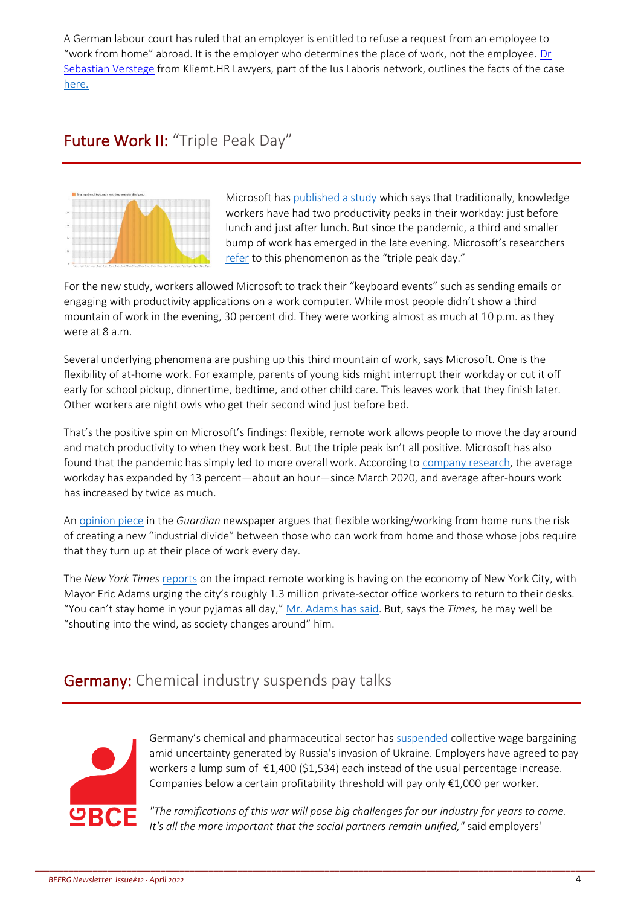A German labour court has ruled that an employer is entitled to refuse a request from an employee to "work from home" abroad. It is the employer who determines the place of work, not the employee. Dr Sebastian Verstege from Kliemt.HR Lawyers, part of the Ius Laboris network, outlines the facts of the case here.

## Future Work II: "Triple Peak Day"

Microsoft has published a study which says that traditionally, knowledge workers have had two productivity peaks in their workday: just before lunch and just after lunch. But since the pandemic, a third and smaller bump of work has emerged in the late evening. Microsoft's researchers refer to this phenomenon as the "triple peak day."

For the new study, workers allowed Microsoft to track their "keyboard events" such as sending emails or engaging with productivity applications on a work computer. While most people didn't show a third mountain of work in the evening, 30 percent did. They were working almost as much at 10 p.m. as they were at 8 a.m.

Several underlying phenomena are pushing up this third mountain of work, says Microsoft. One is the flexibility of at-home work. For example, parents of young kids might interrupt their workday or cut it off early for school pickup, dinnertime, bedtime, and other child care. This leaves work that they finish later. Other workers are night owls who get their second wind just before bed.

That's the positive spin on Microsoft's findings: flexible, remote work allows people to move the day around and match productivity to when they work best. But the triple peak isn't all positive. Microsoft has also found that the pandemic has simply led to more overall work. According to company research, the average workday has expanded by 13 percent—about an hour—since March 2020, and average after-hours work has increased by twice as much.

An opinion piece in the *Guardian* newspaper argues that flexible working/working from home runs the risk of creating a new "industrial divide" between those who can work from home and those whose jobs require that they turn up at their place of work every day.

The *New York Times* reports on the impact remote working is having on the economy of New York City, with Mayor Eric Adams urging the city's roughly 1.3 million private-sector office workers to return to their desks. "You can't stay home in your pyjamas all day," Mr. Adams has said. But, says the *Times,* he may well be "shouting into the wind, as society changes around" him.

## Germany: Chemical industry suspends pay talks

Germany's chemical and pharmaceutical sector has suspended collective wage bargaining amid uncertainty generated by Russia's invasion of Ukraine. Employers have agreed to pay workers a lump sum of €1,400 ($1,534) each instead of the usual percentage increase. Companies below a certain profitability threshold will pay only €1,000 per worker.

*"The ramifications of this war will pose big challenges for our industry for years to come. It's all the more important that the social partners remain unified,"* said employers'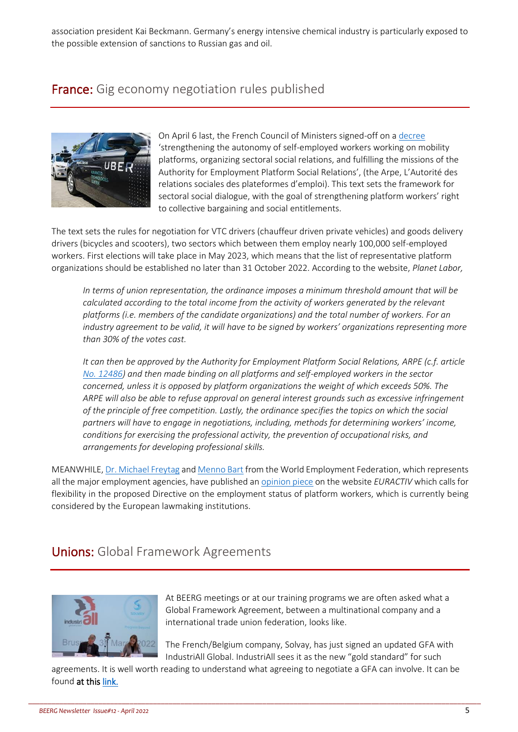association president Kai Beckmann. Germany's energy intensive chemical industry is particularly exposed to the possible extension of sanctions to Russian gas and oil.

## France: Gig economy negotiation rules published

On April 6 last, the French Council of Ministers signed-off on a decree 'strengthening the autonomy of self-employed workers working on mobility platforms, organizing sectoral social relations, and fulfilling the missions of the Authority for Employment Platform Social Relations', (the Arpe, L'Autorité des relations sociales des plateformes d'emploi). This text sets the framework for sectoral social dialogue, with the goal of strengthening platform workers' right to collective bargaining and social entitlements.

The text sets the rules for negotiation for VTC drivers (chauffeur driven private vehicles) and goods delivery drivers (bicycles and scooters), two sectors which between them employ nearly 100,000 self-employed workers. First elections will take place in May 2023, which means that the list of representative platform organizations should be established no later than 31 October 2022. According to the website, *Planet Labor,*

> *In terms of union representation, the ordinance imposes a minimum threshold amount that will be calculated according to the total income from the activity of workers generated by the relevant platforms (i.e. members of the candidate organizations) and the total number of workers. For an industry agreement to be valid, it will have to be signed by workers' organizations representing more than 30% of the votes cast.*
>
> *It can then be approved by the Authority for Employment Platform Social Relations, ARPE (c.f. article No. 12486) and then made binding on all platforms and self-employed workers in the sector concerned, unless it is opposed by platform organizations the weight of which exceeds 50%. The ARPE will also be able to refuse approval on general interest grounds such as excessive infringement of the principle of free competition. Lastly, the ordinance specifies the topics on which the social partners will have to engage in negotiations, including, methods for determining workers' income, conditions for exercising the professional activity, the prevention of occupational risks, and arrangements for developing professional skills.*

MEANWHILE, Dr. Michael Freytag and Menno Bart from the World Employment Federation, which represents all the major employment agencies, have published an opinion piece on the website *EURACTIV* which calls for flexibility in the proposed Directive on the employment status of platform workers, which is currently being considered by the European lawmaking institutions.

## Unions: Global Framework Agreements

At BEERG meetings or at our training programs we are often asked what a Global Framework Agreement, between a multinational company and a international trade union federation, looks like.

The French/Belgium company, Solvay, has just signed an updated GFA with IndustriAll Global. IndustriAll sees it as the new "gold standard" for such agreements. It is well worth reading to understand what agreeing to negotiate a GFA can involve. It can be found at this link.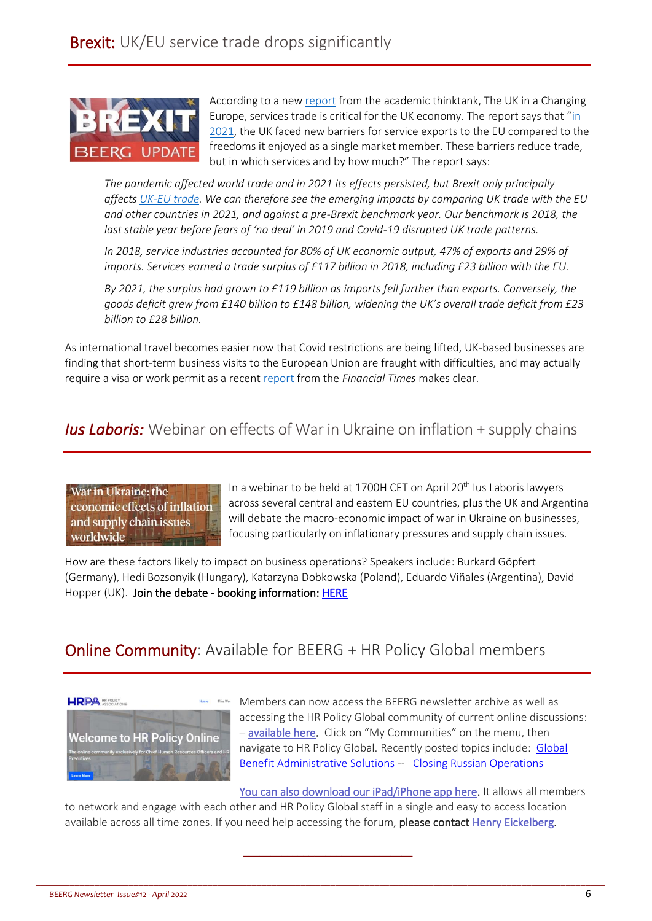## **Brexit:** UK/EU service trade drops significantly

According to a new report from the academic thinktank, The UK in a Changing Europe, services trade is critical for the UK economy. The report says that "in 2021, the UK faced new barriers for service exports to the EU compared to the freedoms it enjoyed as a single market member. These barriers reduce trade, but in which services and by how much?" The report says:

*The pandemic affected world trade and in 2021 its effects persisted, but Brexit only principally affects UK-EU trade. We can therefore see the emerging impacts by comparing UK trade with the EU and other countries in 2021, and against a pre-Brexit benchmark year. Our benchmark is 2018, the last stable year before fears of 'no deal' in 2019 and Covid-19 disrupted UK trade patterns.*

*In 2018, service industries accounted for 80% of UK economic output, 47% of exports and 29% of imports. Services earned a trade surplus of £117 billion in 2018, including £23 billion with the EU.*

*By 2021, the surplus had grown to £119 billion as imports fell further than exports. Conversely, the goods deficit grew from £140 billion to £148 billion, widening the UK's overall trade deficit from £23 billion to £28 billion.*

As international travel becomes easier now that Covid restrictions are being lifted, UK-based businesses are finding that short-term business visits to the European Union are fraught with difficulties, and may actually require a visa or work permit as a recent report from the *Financial Times* makes clear.

## ***Ius Laboris:*** Webinar on effects of War in Ukraine on inflation + supply chains

In a webinar to be held at 1700H CET on April 20th Ius Laboris lawyers across several central and eastern EU countries, plus the UK and Argentina will debate the macro-economic impact of war in Ukraine on businesses, focusing particularly on inflationary pressures and supply chain issues.

How are these factors likely to impact on business operations? Speakers include: Burkard Göpfert (Germany), Hedi Bozsonyik (Hungary), Katarzyna Dobkowska (Poland), Eduardo Viñales (Argentina), David Hopper (UK). Join the debate - booking information: HERE

## **Online Community**: Available for BEERG + HR Policy Global members

Members can now access the BEERG newsletter archive as well as accessing the HR Policy Global community of current online discussions: – available here. Click on "My Communities" on the menu, then navigate to HR Policy Global. Recently posted topics include: Global Benefit Administrative Solutions -- Closing Russian Operations

You can also download our iPad/iPhone app here. It allows all members to network and engage with each other and HR Policy Global staff in a single and easy to access location available across all time zones. If you need help accessing the forum, please contact Henry Eickelberg.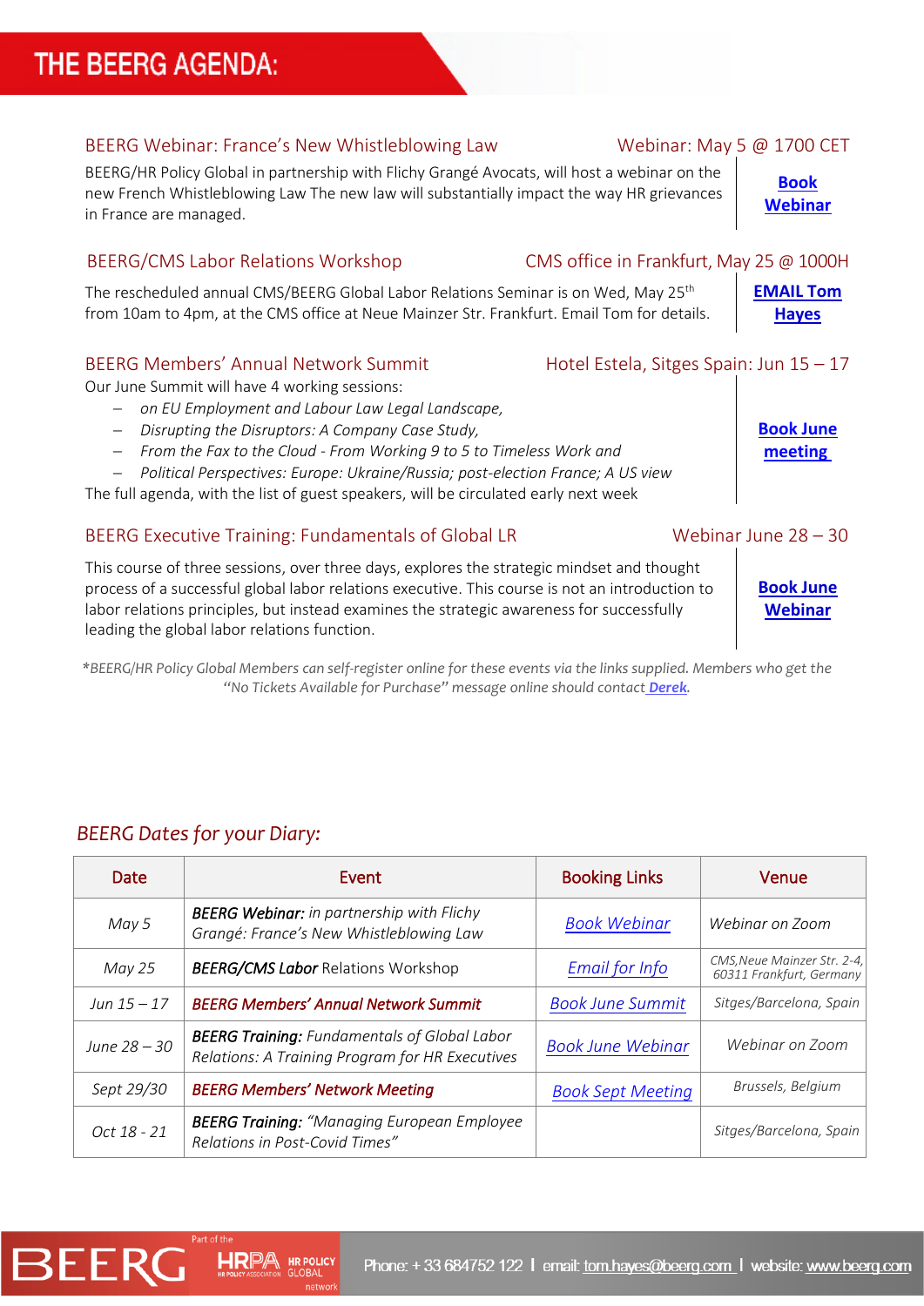# THE BEERG AGENDA:

## BEERG Webinar: France's New Whistleblowing Law — Webinar: May 5 @ 1700 CET

BEERG/HR Policy Global in partnership with Flichy Grangé Avocats, will host a webinar on the new French Whistleblowing Law The new law will substantially impact the way HR grievances in France are managed.

**Book Webinar**

## BEERG/CMS Labor Relations Workshop — CMS office in Frankfurt, May 25 @ 1000H

The rescheduled annual CMS/BEERG Global Labor Relations Seminar is on Wed, May 25th from 10am to 4pm, at the CMS office at Neue Mainzer Str. Frankfurt. Email Tom for details.

**EMAIL Tom Hayes**

## BEERG Members' Annual Network Summit — Hotel Estela, Sitges Spain: Jun 15 – 17

Our June Summit will have 4 working sessions:

- *on EU Employment and Labour Law Legal Landscape,*
- *Disrupting the Disruptors: A Company Case Study,*
- *From the Fax to the Cloud - From Working 9 to 5 to Timeless Work and*
- *Political Perspectives: Europe: Ukraine/Russia; post-election France; A US view*

The full agenda, with the list of guest speakers, will be circulated early next week

**Book June meeting**

## BEERG Executive Training: Fundamentals of Global LR — Webinar June 28 – 30

This course of three sessions, over three days, explores the strategic mindset and thought process of a successful global labor relations executive. This course is not an introduction to labor relations principles, but instead examines the strategic awareness for successfully leading the global labor relations function.

**Book June Webinar**

*\*BEERG/HR Policy Global Members can self-register online for these events via the links supplied. Members who get the "No Tickets Available for Purchase" message online should contact Derek.*

## *BEERG Dates for your Diary:*

| Date | Event | Booking Links | Venue |
|---|---|---|---|
| *May 5* | ***BEERG Webinar:*** *in partnership with Flichy Grangé: France's New Whistleblowing Law* | *Book Webinar* | *Webinar on Zoom* |
| *May 25* | ***BEERG/CMS Labor*** *Relations Workshop* | *Email for Info* | *CMS,Neue Mainzer Str. 2-4, 60311 Frankfurt, Germany* |
| *Jun 15 – 17* | ***BEERG Members' Annual Network Summit*** | *Book June Summit* | *Sitges/Barcelona, Spain* |
| *June 28 – 30* | ***BEERG Training:*** *Fundamentals of Global Labor Relations: A Training Program for HR Executives* | *Book June Webinar* | *Webinar on Zoom* |
| *Sept 29/30* | ***BEERG Members' Network Meeting*** | *Book Sept Meeting* | *Brussels, Belgium* |
| *Oct 18 - 21* | ***BEERG Training:*** *"Managing European Employee Relations in Post-Covid Times"* | | *Sitges/Barcelona, Spain* |

BEERG — Part of the HRPA HR Policy Global network

Phone: + 33 684752 122 | email: tom.hayes@beerg.com | website: www.beerg.com